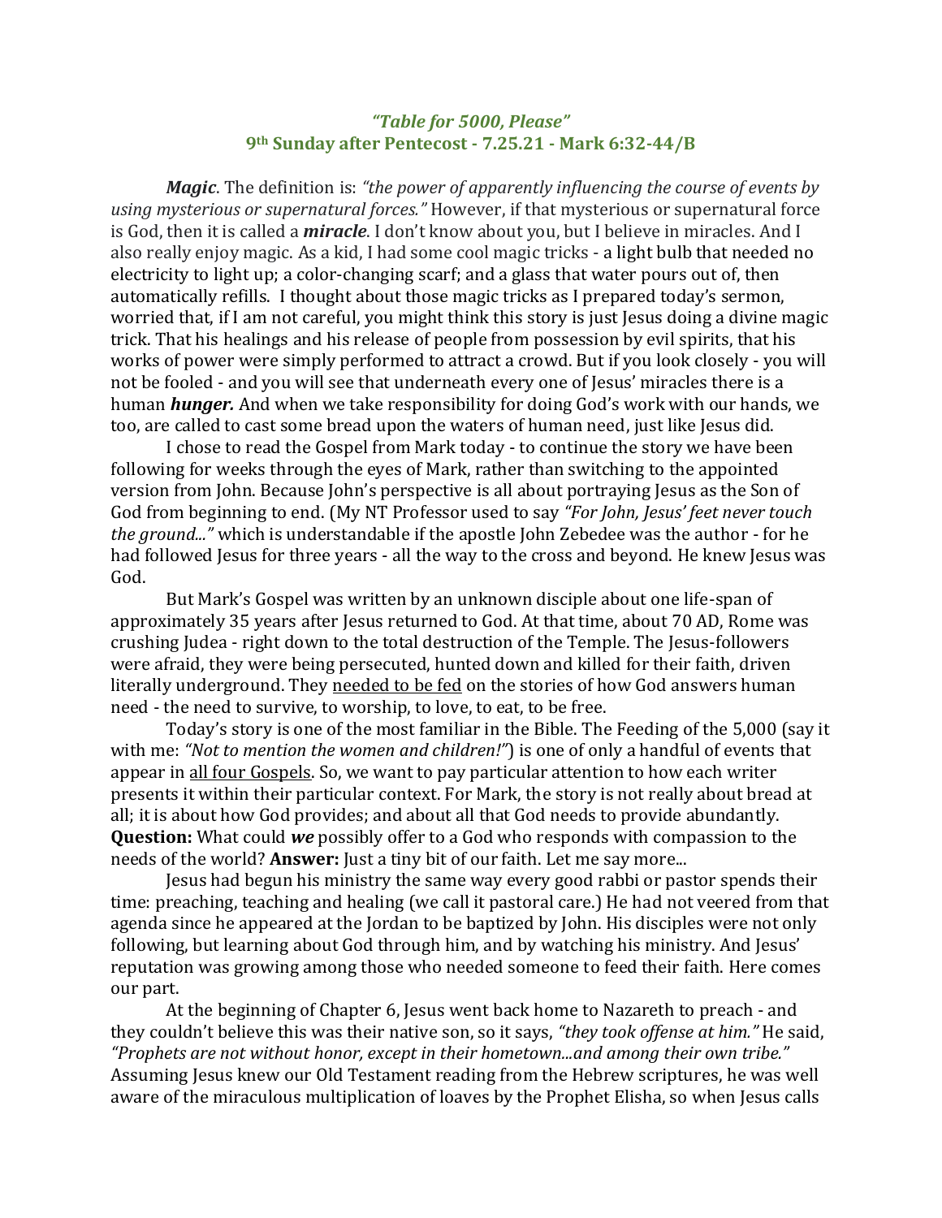### *"Table for 5000, Please"*

### 9th Sunday after Pentecost - 7.25.21 - Mark 6:32-44/B

***Magic***. The definition is: *"the power of apparently influencing the course of events by using mysterious or supernatural forces."* However, if that mysterious or supernatural force is God, then it is called a ***miracle***. I don't know about you, but I believe in miracles. And I also really enjoy magic. As a kid, I had some cool magic tricks - a light bulb that needed no electricity to light up; a color-changing scarf; and a glass that water pours out of, then automatically refills. I thought about those magic tricks as I prepared today's sermon, worried that, if I am not careful, you might think this story is just Jesus doing a divine magic trick. That his healings and his release of people from possession by evil spirits, that his works of power were simply performed to attract a crowd. But if you look closely - you will not be fooled - and you will see that underneath every one of Jesus' miracles there is a human ***hunger.*** And when we take responsibility for doing God's work with our hands, we too, are called to cast some bread upon the waters of human need, just like Jesus did.

I chose to read the Gospel from Mark today - to continue the story we have been following for weeks through the eyes of Mark, rather than switching to the appointed version from John. Because John's perspective is all about portraying Jesus as the Son of God from beginning to end. (My NT Professor used to say *"For John, Jesus' feet never touch the ground..."* which is understandable if the apostle John Zebedee was the author - for he had followed Jesus for three years - all the way to the cross and beyond. He knew Jesus was God.

But Mark's Gospel was written by an unknown disciple about one life-span of approximately 35 years after Jesus returned to God. At that time, about 70 AD, Rome was crushing Judea - right down to the total destruction of the Temple. The Jesus-followers were afraid, they were being persecuted, hunted down and killed for their faith, driven literally underground. They <u>needed to be fed</u> on the stories of how God answers human need - the need to survive, to worship, to love, to eat, to be free.

Today's story is one of the most familiar in the Bible. The Feeding of the 5,000 (say it with me: *"Not to mention the women and children!"*) is one of only a handful of events that appear in <u>all four Gospels</u>. So, we want to pay particular attention to how each writer presents it within their particular context. For Mark, the story is not really about bread at all; it is about how God provides; and about all that God needs to provide abundantly. **Question:** What could ***we*** possibly offer to a God who responds with compassion to the needs of the world? **Answer:** Just a tiny bit of our faith. Let me say more...

Jesus had begun his ministry the same way every good rabbi or pastor spends their time: preaching, teaching and healing (we call it pastoral care.) He had not veered from that agenda since he appeared at the Jordan to be baptized by John. His disciples were not only following, but learning about God through him, and by watching his ministry. And Jesus' reputation was growing among those who needed someone to feed their faith. Here comes our part.

At the beginning of Chapter 6, Jesus went back home to Nazareth to preach - and they couldn't believe this was their native son, so it says, *"they took offense at him."* He said, *"Prophets are not without honor, except in their hometown...and among their own tribe."* Assuming Jesus knew our Old Testament reading from the Hebrew scriptures, he was well aware of the miraculous multiplication of loaves by the Prophet Elisha, so when Jesus calls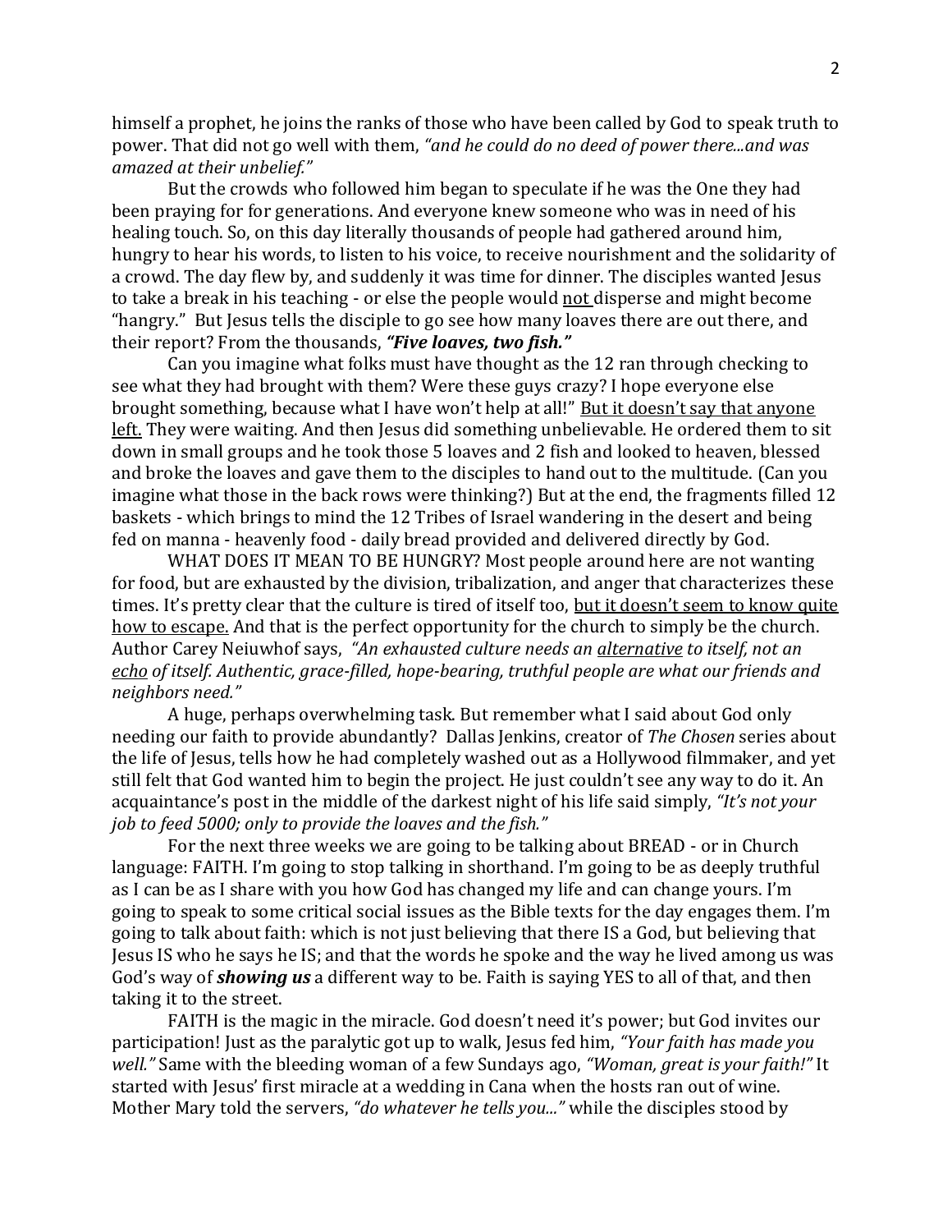himself a prophet, he joins the ranks of those who have been called by God to speak truth to power. That did not go well with them, *"and he could do no deed of power there...and was amazed at their unbelief."*

But the crowds who followed him began to speculate if he was the One they had been praying for for generations. And everyone knew someone who was in need of his healing touch. So, on this day literally thousands of people had gathered around him, hungry to hear his words, to listen to his voice, to receive nourishment and the solidarity of a crowd. The day flew by, and suddenly it was time for dinner. The disciples wanted Jesus to take a break in his teaching - or else the people would <u>not</u> disperse and might become "hangry." But Jesus tells the disciple to go see how many loaves there are out there, and their report? From the thousands, ***"Five loaves, two fish."***

Can you imagine what folks must have thought as the 12 ran through checking to see what they had brought with them? Were these guys crazy? I hope everyone else brought something, because what I have won't help at all!" <u>But it doesn't say that anyone left.</u> They were waiting. And then Jesus did something unbelievable. He ordered them to sit down in small groups and he took those 5 loaves and 2 fish and looked to heaven, blessed and broke the loaves and gave them to the disciples to hand out to the multitude. (Can you imagine what those in the back rows were thinking?) But at the end, the fragments filled 12 baskets - which brings to mind the 12 Tribes of Israel wandering in the desert and being fed on manna - heavenly food - daily bread provided and delivered directly by God.

WHAT DOES IT MEAN TO BE HUNGRY? Most people around here are not wanting for food, but are exhausted by the division, tribalization, and anger that characterizes these times. It's pretty clear that the culture is tired of itself too, <u>but it doesn't seem to know quite how to escape.</u> And that is the perfect opportunity for the church to simply be the church. Author Carey Neiuwhof says, *"An exhausted culture needs an <u>alternative</u> to itself, not an <u>echo</u> of itself. Authentic, grace-filled, hope-bearing, truthful people are what our friends and neighbors need."*

A huge, perhaps overwhelming task. But remember what I said about God only needing our faith to provide abundantly? Dallas Jenkins, creator of *The Chosen* series about the life of Jesus, tells how he had completely washed out as a Hollywood filmmaker, and yet still felt that God wanted him to begin the project. He just couldn't see any way to do it. An acquaintance's post in the middle of the darkest night of his life said simply, *"It's not your job to feed 5000; only to provide the loaves and the fish."*

For the next three weeks we are going to be talking about BREAD - or in Church language: FAITH. I'm going to stop talking in shorthand. I'm going to be as deeply truthful as I can be as I share with you how God has changed my life and can change yours. I'm going to speak to some critical social issues as the Bible texts for the day engages them. I'm going to talk about faith: which is not just believing that there IS a God, but believing that Jesus IS who he says he IS; and that the words he spoke and the way he lived among us was God's way of ***showing us*** a different way to be. Faith is saying YES to all of that, and then taking it to the street.

FAITH is the magic in the miracle. God doesn't need it's power; but God invites our participation! Just as the paralytic got up to walk, Jesus fed him, *"Your faith has made you well."* Same with the bleeding woman of a few Sundays ago, *"Woman, great is your faith!"* It started with Jesus' first miracle at a wedding in Cana when the hosts ran out of wine. Mother Mary told the servers, *"do whatever he tells you..."* while the disciples stood by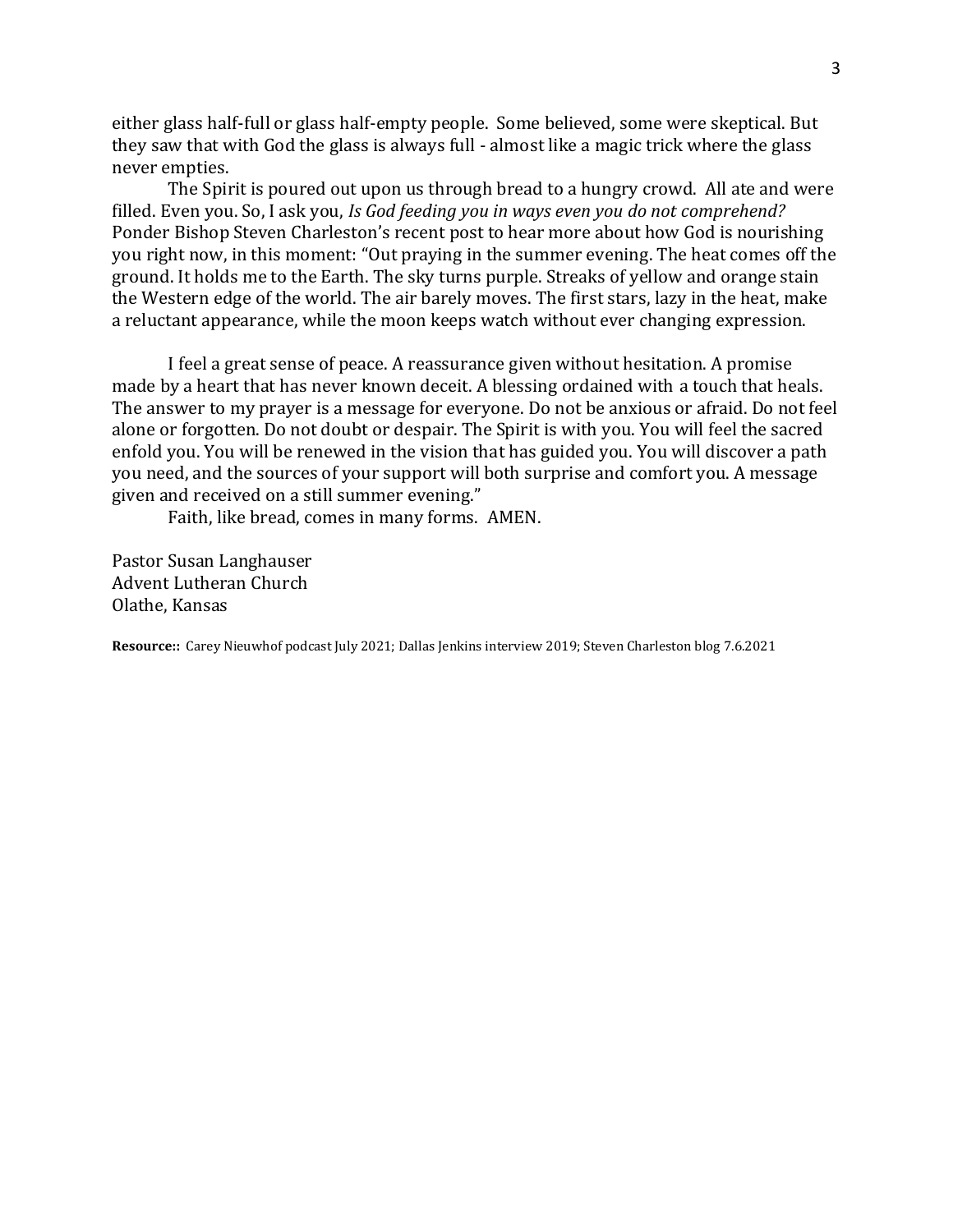either glass half-full or glass half-empty people. Some believed, some were skeptical. But they saw that with God the glass is always full - almost like a magic trick where the glass never empties.

The Spirit is poured out upon us through bread to a hungry crowd. All ate and were filled. Even you. So, I ask you, *Is God feeding you in ways even you do not comprehend?* Ponder Bishop Steven Charleston's recent post to hear more about how God is nourishing you right now, in this moment: "Out praying in the summer evening. The heat comes off the ground. It holds me to the Earth. The sky turns purple. Streaks of yellow and orange stain the Western edge of the world. The air barely moves. The first stars, lazy in the heat, make a reluctant appearance, while the moon keeps watch without ever changing expression.

I feel a great sense of peace. A reassurance given without hesitation. A promise made by a heart that has never known deceit. A blessing ordained with a touch that heals. The answer to my prayer is a message for everyone. Do not be anxious or afraid. Do not feel alone or forgotten. Do not doubt or despair. The Spirit is with you. You will feel the sacred enfold you. You will be renewed in the vision that has guided you. You will discover a path you need, and the sources of your support will both surprise and comfort you. A message given and received on a still summer evening."

Faith, like bread, comes in many forms. AMEN.

Pastor Susan Langhauser
Advent Lutheran Church
Olathe, Kansas

**Resource::** Carey Nieuwhof podcast July 2021; Dallas Jenkins interview 2019; Steven Charleston blog 7.6.2021